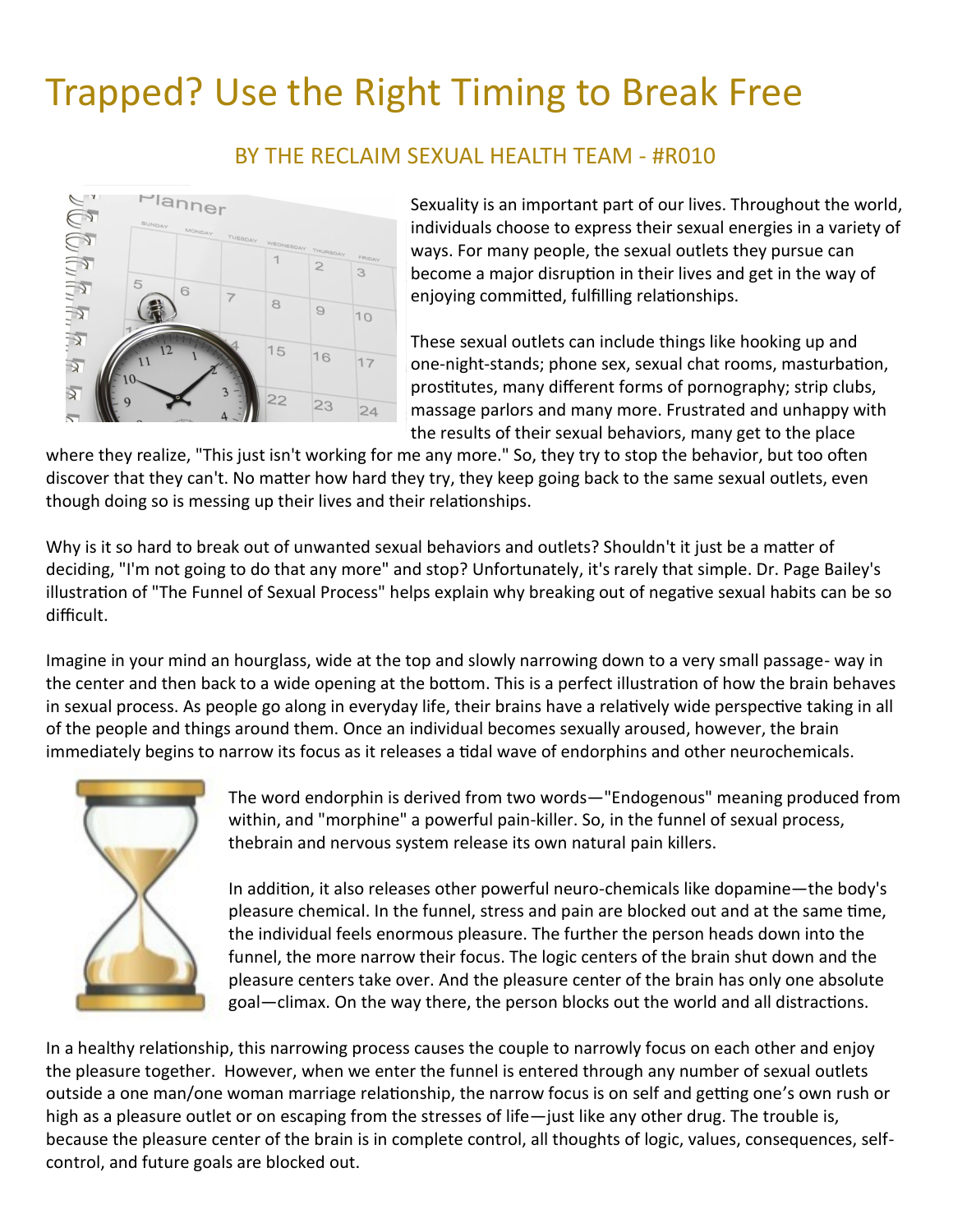# Trapped? Use the Right Timing to Break Free

## BY THE RECLAIM SEXUAL HEALTH TEAM - #R010

Sexuality is an important part of our lives. Throughout the world, individuals choose to express their sexual energies in a variety of ways. For many people, the sexual outlets they pursue can become a major disruption in their lives and get in the way of enjoying committed, fulfilling relationships.

These sexual outlets can include things like hooking up and one-night-stands; phone sex, sexual chat rooms, masturbation, prostitutes, many different forms of pornography; strip clubs, massage parlors and many more. Frustrated and unhappy with the results of their sexual behaviors, many get to the place where they realize, "This just isn't working for me any more." So, they try to stop the behavior, but too often discover that they can't. No matter how hard they try, they keep going back to the same sexual outlets, even though doing so is messing up their lives and their relationships.

Why is it so hard to break out of unwanted sexual behaviors and outlets? Shouldn't it just be a matter of deciding, "I'm not going to do that any more" and stop? Unfortunately, it's rarely that simple. Dr. Page Bailey's illustration of "The Funnel of Sexual Process" helps explain why breaking out of negative sexual habits can be so difficult.

Imagine in your mind an hourglass, wide at the top and slowly narrowing down to a very small passage- way in the center and then back to a wide opening at the bottom. This is a perfect illustration of how the brain behaves in sexual process. As people go along in everyday life, their brains have a relatively wide perspective taking in all of the people and things around them. Once an individual becomes sexually aroused, however, the brain immediately begins to narrow its focus as it releases a tidal wave of endorphins and other neurochemicals.

The word endorphin is derived from two words—"Endogenous" meaning produced from within, and "morphine" a powerful pain-killer. So, in the funnel of sexual process, thebrain and nervous system release its own natural pain killers.

In addition, it also releases other powerful neuro-chemicals like dopamine—the body's pleasure chemical. In the funnel, stress and pain are blocked out and at the same time, the individual feels enormous pleasure. The further the person heads down into the funnel, the more narrow their focus. The logic centers of the brain shut down and the pleasure centers take over. And the pleasure center of the brain has only one absolute goal—climax. On the way there, the person blocks out the world and all distractions.

In a healthy relationship, this narrowing process causes the couple to narrowly focus on each other and enjoy the pleasure together. However, when we enter the funnel is entered through any number of sexual outlets outside a one man/one woman marriage relationship, the narrow focus is on self and getting one's own rush or high as a pleasure outlet or on escaping from the stresses of life—just like any other drug. The trouble is, because the pleasure center of the brain is in complete control, all thoughts of logic, values, consequences, self-control, and future goals are blocked out.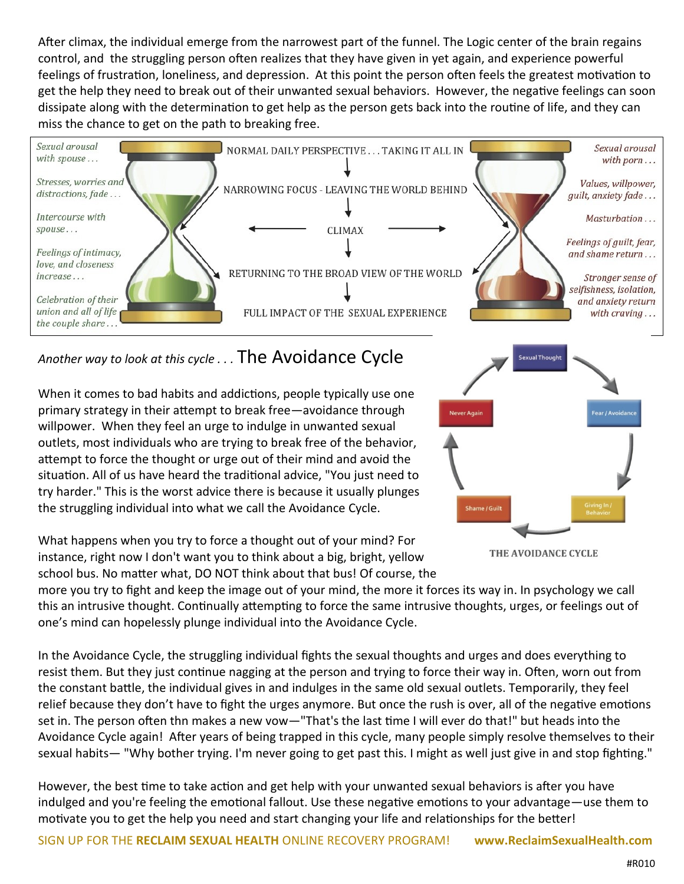After climax, the individual emerge from the narrowest part of the funnel. The Logic center of the brain regains control, and the struggling person often realizes that they have given in yet again, and experience powerful feelings of frustration, loneliness, and depression. At this point the person often feels the greatest motivation to get the help they need to break out of their unwanted sexual behaviors. However, the negative feelings can soon dissipate along with the determination to get help as the person gets back into the routine of life, and they can miss the chance to get on the path to breaking free.

*Sexual arousal with spouse . . .*

*Stresses, worries and distractions, fade . . .*

*Intercourse with spouse . . .*

*Feelings of intimacy, love, and closeness increase . . .*

*Celebration of their union and all of life the couple share . . .*

NORMAL DAILY PERSPECTIVE . . . TAKING IT ALL IN

NARROWING FOCUS - LEAVING THE WORLD BEHIND

CLIMAX

RETURNING TO THE BROAD VIEW OF THE WORLD

FULL IMPACT OF THE SEXUAL EXPERIENCE

*Sexual arousal with porn . . .*

*Values, willpower, guilt, anxiety fade . . .*

*Masturbation . . .*

*Feelings of guilt, fear, and shame return . . .*

*Stronger sense of selfishness, isolation, and anxiety return with craving . . .*

## *Another way to look at this cycle . . .* The Avoidance Cycle

When it comes to bad habits and addictions, people typically use one primary strategy in their attempt to break free—avoidance through willpower. When they feel an urge to indulge in unwanted sexual outlets, most individuals who are trying to break free of the behavior, attempt to force the thought or urge out of their mind and avoid the situation. All of us have heard the traditional advice, "You just need to try harder." This is the worst advice there is because it usually plunges the struggling individual into what we call the Avoidance Cycle.

Sexual Thought

Fear / Avoidance

Giving In / Behavior

Shame / Guilt

Never Again

THE AVOIDANCE CYCLE

What happens when you try to force a thought out of your mind? For instance, right now I don't want you to think about a big, bright, yellow school bus. No matter what, DO NOT think about that bus! Of course, the more you try to fight and keep the image out of your mind, the more it forces its way in. In psychology we call this an intrusive thought. Continually attempting to force the same intrusive thoughts, urges, or feelings out of one's mind can hopelessly plunge individual into the Avoidance Cycle.

In the Avoidance Cycle, the struggling individual fights the sexual thoughts and urges and does everything to resist them. But they just continue nagging at the person and trying to force their way in. Often, worn out from the constant battle, the individual gives in and indulges in the same old sexual outlets. Temporarily, they feel relief because they don't have to fight the urges anymore. But once the rush is over, all of the negative emotions set in. The person often thn makes a new vow—"That's the last time I will ever do that!" but heads into the Avoidance Cycle again! After years of being trapped in this cycle, many people simply resolve themselves to their sexual habits— "Why bother trying. I'm never going to get past this. I might as well just give in and stop fighting."

However, the best time to take action and get help with your unwanted sexual behaviors is after you have indulged and you're feeling the emotional fallout. Use these negative emotions to your advantage—use them to motivate you to get the help you need and start changing your life and relationships for the better!

SIGN UP FOR THE **RECLAIM SEXUAL HEALTH** ONLINE RECOVERY PROGRAM! **www.ReclaimSexualHealth.com**

#R010